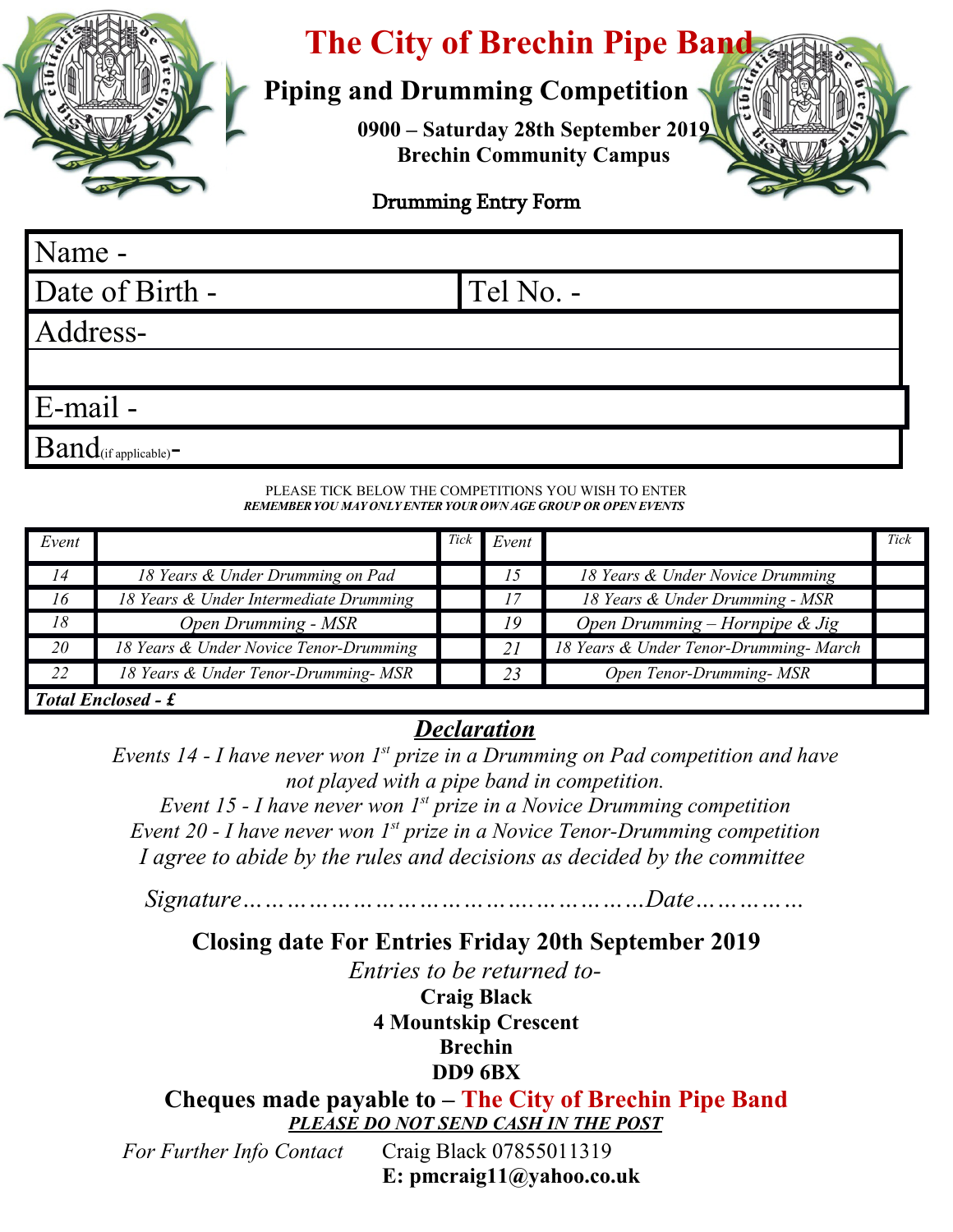# The City of Brechin Pipe Band

## Piping and Drumming Competition

**0900 – Saturday 28th September 2019**
**Brechin Community Campus**

### Drumming Entry Form

| Name - | |
|---|---|
| Date of Birth - | Tel No. - |
| Address- | |
| | |
| E-mail - | |
| Band(if applicable)- | |

PLEASE TICK BELOW THE COMPETITIONS YOU WISH TO ENTER
***REMEMBER YOU MAY ONLY ENTER YOUR OWN AGE GROUP OR OPEN EVENTS***

| *Event* | | *Tick* | *Event* | | *Tick* |
|---|---|---|---|---|---|
| *14* | *18 Years & Under Drumming on Pad* | | *15* | *18 Years & Under Novice Drumming* | |
| *16* | *18 Years & Under Intermediate Drumming* | | *17* | *18 Years & Under Drumming - MSR* | |
| *18* | *Open Drumming - MSR* | | *19* | *Open Drumming – Hornpipe & Jig* | |
| *20* | *18 Years & Under Novice Tenor-Drumming* | | *21* | *18 Years & Under Tenor-Drumming- March* | |
| *22* | *18 Years & Under Tenor-Drumming- MSR* | | *23* | *Open Tenor-Drumming- MSR* | |
| ***Total Enclosed - £*** | | | | | |

## *Declaration*

*Events 14 - I have never won 1st prize in a Drumming on Pad competition and have not played with a pipe band in competition.*
*Event 15 - I have never won 1st prize in a Novice Drumming competition*
*Event 20 - I have never won 1st prize in a Novice Tenor-Drumming competition*
*I agree to abide by the rules and decisions as decided by the committee*

*Signature…………………………………………………Date……………*

**Closing date For Entries Friday 20th September 2019**

*Entries to be returned to-*

**Craig Black**
**4 Mountskip Crescent**
**Brechin**
**DD9 6BX**

**Cheques made payable to – The City of Brechin Pipe Band**

***PLEASE DO NOT SEND CASH IN THE POST***

*For Further Info Contact* Craig Black 07855011319
**E: pmcraig11@yahoo.co.uk**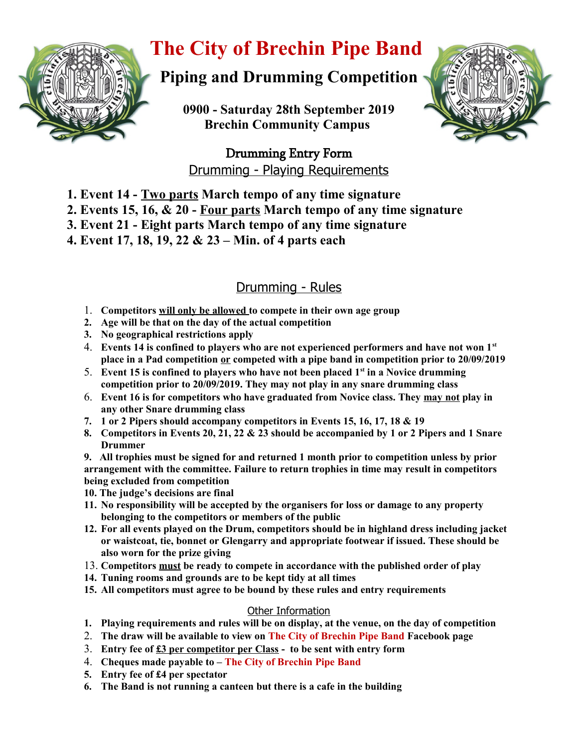# The City of Brechin Pipe Band

## Piping and Drumming Competition

**0900 - Saturday 28th September 2019**
**Brechin Community Campus**

## Drumming Entry Form

### Drumming - Playing Requirements

1. **Event 14 - Two parts March tempo of any time signature**
2. **Events 15, 16, & 20 - Four parts March tempo of any time signature**
3. **Event 21 - Eight parts March tempo of any time signature**
4. **Event 17, 18, 19, 22 & 23 – Min. of 4 parts each**

### Drumming - Rules

1. **Competitors will only be allowed to compete in their own age group**
2. **Age will be that on the day of the actual competition**
3. **No geographical restrictions apply**
4. **Events 14 is confined to players who are not experienced performers and have not won 1st place in a Pad competition or competed with a pipe band in competition prior to 20/09/2019**
5. **Event 15 is confined to players who have not been placed 1st in a Novice drumming competition prior to 20/09/2019. They may not play in any snare drumming class**
6. **Event 16 is for competitors who have graduated from Novice class. They may not play in any other Snare drumming class**
7. **1 or 2 Pipers should accompany competitors in Events 15, 16, 17, 18 & 19**
8. **Competitors in Events 20, 21, 22 & 23 should be accompanied by 1 or 2 Pipers and 1 Snare Drummer**
9. **All trophies must be signed for and returned 1 month prior to competition unless by prior arrangement with the committee. Failure to return trophies in time may result in competitors being excluded from competition**
10. **The judge's decisions are final**
11. **No responsibility will be accepted by the organisers for loss or damage to any property belonging to the competitors or members of the public**
12. **For all events played on the Drum, competitors should be in highland dress including jacket or waistcoat, tie, bonnet or Glengarry and appropriate footwear if issued. These should be also worn for the prize giving**
13. **Competitors must be ready to compete in accordance with the published order of play**
14. **Tuning rooms and grounds are to be kept tidy at all times**
15. **All competitors must agree to be bound by these rules and entry requirements**

### Other Information

1. **Playing requirements and rules will be on display, at the venue, on the day of competition**
2. **The draw will be available to view on The City of Brechin Pipe Band Facebook page**
3. **Entry fee of £3 per competitor per Class - to be sent with entry form**
4. **Cheques made payable to – The City of Brechin Pipe Band**
5. **Entry fee of £4 per spectator**
6. **The Band is not running a canteen but there is a cafe in the building**